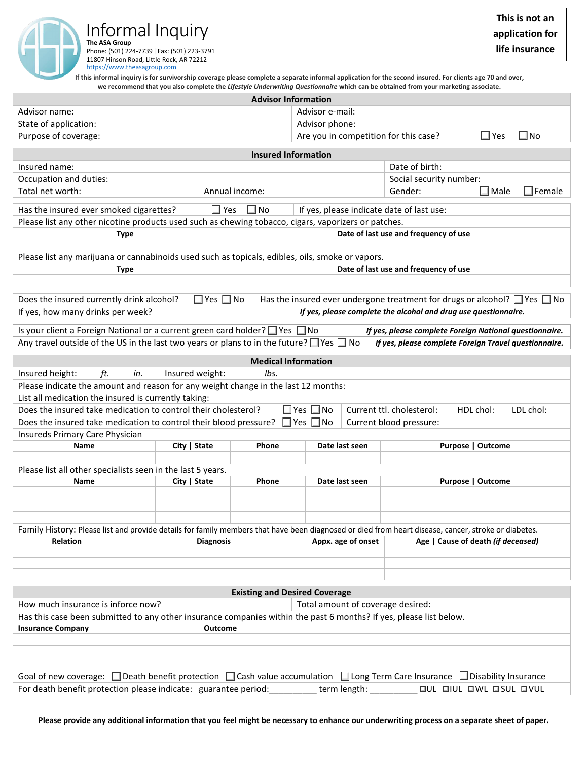# Informal Inquiry

**The ASA Group**
Phone: (501) 224-7739 | Fax: (501) 223-3791
11807 Hinson Road, Little Rock, AR 72212
https://www.theasagroup.com

**This is not an application for life insurance**

**If this informal inquiry is for survivorship coverage please complete a separate informal application for the second insured. For clients age 70 and over, we recommend that you also complete the *Lifestyle Underwriting Questionnaire* which can be obtained from your marketing associate.**

## Advisor Information

| | |
|---|---|
| Advisor name: | Advisor e-mail: |
| State of application: | Advisor phone: |
| Purpose of coverage: | Are you in competition for this case? ☐ Yes ☐ No |

## Insured Information

| | | |
|---|---|---|
| Insured name: | | Date of birth: |
| Occupation and duties: | | Social security number: |
| Total net worth: | Annual income: | Gender: ☐ Male ☐ Female |

Has the insured ever smoked cigarettes? ☐ Yes ☐ No | If yes, please indicate date of last use:

Please list any other nicotine products used such as chewing tobacco, cigars, vaporizers or patches.

| Type | Date of last use and frequency of use |
|---|---|
| | |

Please list any marijuana or cannabinoids used such as topicals, edibles, oils, smoke or vapors.

| Type | Date of last use and frequency of use |
|---|---|
| | |

Does the insured currently drink alcohol? ☐ Yes ☐ No | Has the insured ever undergone treatment for drugs or alcohol? ☐ Yes ☐ No

If yes, how many drinks per week? | ***If yes, please complete the alcohol and drug use questionnaire.***

Is your client a Foreign National or a current green card holder? ☐ Yes ☐ No ***If yes, please complete Foreign National questionnaire.***

Any travel outside of the US in the last two years or plans to in the future? ☐ Yes ☐ No ***If yes, please complete Foreign Travel questionnaire.***

## Medical Information

Insured height: *ft.* *in.* Insured weight: *lbs.*

Please indicate the amount and reason for any weight change in the last 12 months:

List all medication the insured is currently taking:

Does the insured take medication to control their cholesterol? ☐ Yes ☐ No | Current ttl. cholesterol: HDL chol: LDL chol:

Does the insured take medication to control their blood pressure? ☐ Yes ☐ No | Current blood pressure:

Insureds Primary Care Physician

| Name | City \| State | Phone | Date last seen | Purpose \| Outcome |
|---|---|---|---|---|
| | | | | |

Please list all other specialists seen in the last 5 years.

| Name | City \| State | Phone | Date last seen | Purpose \| Outcome |
|---|---|---|---|---|
| | | | | |
| | | | | |
| | | | | |

Family History: Please list and provide details for family members that have been diagnosed or died from heart disease, cancer, stroke or diabetes.

| Relation | Diagnosis | Appx. age of onset | Age \| Cause of death *(if deceased)* |
|---|---|---|---|
| | | | |
| | | | |
| | | | |

## Existing and Desired Coverage

| | |
|---|---|
| How much insurance is inforce now? | Total amount of coverage desired: |

Has this case been submitted to any other insurance companies within the past 6 months? If yes, please list below.

| Insurance Company | Outcome |
|---|---|
| | |
| | |
| | |

Goal of new coverage: ☐ Death benefit protection ☐ Cash value accumulation ☐ Long Term Care Insurance ☐ Disability Insurance

For death benefit protection please indicate: guarantee period:__________ term length: __________ ☐ UL ☐ IUL ☐ WL ☐ SUL ☐ VUL

**Please provide any additional information that you feel might be necessary to enhance our underwriting process on a separate sheet of paper.**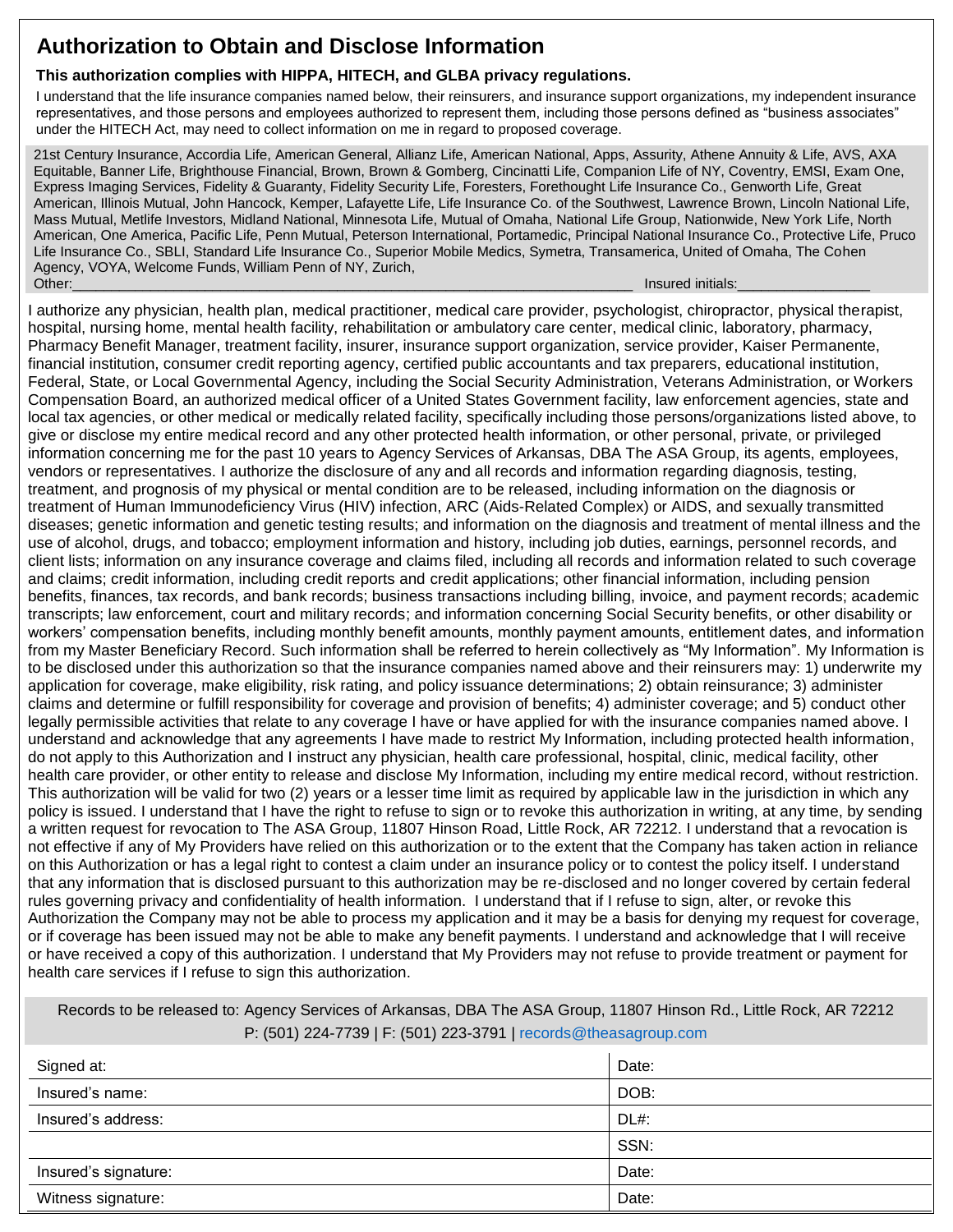# Authorization to Obtain and Disclose Information

**This authorization complies with HIPPA, HITECH, and GLBA privacy regulations.**

I understand that the life insurance companies named below, their reinsurers, and insurance support organizations, my independent insurance representatives, and those persons and employees authorized to represent them, including those persons defined as "business associates" under the HITECH Act, may need to collect information on me in regard to proposed coverage.

21st Century Insurance, Accordia Life, American General, Allianz Life, American National, Apps, Assurity, Athene Annuity & Life, AVS, AXA Equitable, Banner Life, Brighthouse Financial, Brown, Brown & Gomberg, Cincinatti Life, Companion Life of NY, Coventry, EMSI, Exam One, Express Imaging Services, Fidelity & Guaranty, Fidelity Security Life, Foresters, Forethought Life Insurance Co., Genworth Life, Great American, Illinois Mutual, John Hancock, Kemper, Lafayette Life, Life Insurance Co. of the Southwest, Lawrence Brown, Lincoln National Life, Mass Mutual, Metlife Investors, Midland National, Minnesota Life, Mutual of Omaha, National Life Group, Nationwide, New York Life, North American, One America, Pacific Life, Penn Mutual, Peterson International, Portamedic, Principal National Insurance Co., Protective Life, Pruco Life Insurance Co., SBLI, Standard Life Insurance Co., Superior Mobile Medics, Symetra, Transamerica, United of Omaha, The Cohen Agency, VOYA, Welcome Funds, William Penn of NY, Zurich,
Other:\_\_\_\_\_\_\_\_\_\_\_\_\_\_\_\_\_\_\_\_\_\_\_\_\_\_\_\_\_\_\_\_\_\_\_\_\_\_\_\_\_\_\_\_\_\_\_\_\_\_\_\_\_\_\_\_\_\_\_\_\_\_\_\_\_\_\_\_ Insured initials:\_\_\_\_\_\_\_\_\_\_\_\_\_\_\_\_

I authorize any physician, health plan, medical practitioner, medical care provider, psychologist, chiropractor, physical therapist, hospital, nursing home, mental health facility, rehabilitation or ambulatory care center, medical clinic, laboratory, pharmacy, Pharmacy Benefit Manager, treatment facility, insurer, insurance support organization, service provider, Kaiser Permanente, financial institution, consumer credit reporting agency, certified public accountants and tax preparers, educational institution, Federal, State, or Local Governmental Agency, including the Social Security Administration, Veterans Administration, or Workers Compensation Board, an authorized medical officer of a United States Government facility, law enforcement agencies, state and local tax agencies, or other medical or medically related facility, specifically including those persons/organizations listed above, to give or disclose my entire medical record and any other protected health information, or other personal, private, or privileged information concerning me for the past 10 years to Agency Services of Arkansas, DBA The ASA Group, its agents, employees, vendors or representatives. I authorize the disclosure of any and all records and information regarding diagnosis, testing, treatment, and prognosis of my physical or mental condition are to be released, including information on the diagnosis or treatment of Human Immunodeficiency Virus (HIV) infection, ARC (Aids-Related Complex) or AIDS, and sexually transmitted diseases; genetic information and genetic testing results; and information on the diagnosis and treatment of mental illness and the use of alcohol, drugs, and tobacco; employment information and history, including job duties, earnings, personnel records, and client lists; information on any insurance coverage and claims filed, including all records and information related to such coverage and claims; credit information, including credit reports and credit applications; other financial information, including pension benefits, finances, tax records, and bank records; business transactions including billing, invoice, and payment records; academic transcripts; law enforcement, court and military records; and information concerning Social Security benefits, or other disability or workers' compensation benefits, including monthly benefit amounts, monthly payment amounts, entitlement dates, and information from my Master Beneficiary Record. Such information shall be referred to herein collectively as "My Information". My Information is to be disclosed under this authorization so that the insurance companies named above and their reinsurers may: 1) underwrite my application for coverage, make eligibility, risk rating, and policy issuance determinations; 2) obtain reinsurance; 3) administer claims and determine or fulfill responsibility for coverage and provision of benefits; 4) administer coverage; and 5) conduct other legally permissible activities that relate to any coverage I have or have applied for with the insurance companies named above. I understand and acknowledge that any agreements I have made to restrict My Information, including protected health information, do not apply to this Authorization and I instruct any physician, health care professional, hospital, clinic, medical facility, other health care provider, or other entity to release and disclose My Information, including my entire medical record, without restriction. This authorization will be valid for two (2) years or a lesser time limit as required by applicable law in the jurisdiction in which any policy is issued. I understand that I have the right to refuse to sign or to revoke this authorization in writing, at any time, by sending a written request for revocation to The ASA Group, 11807 Hinson Road, Little Rock, AR 72212. I understand that a revocation is not effective if any of My Providers have relied on this authorization or to the extent that the Company has taken action in reliance on this Authorization or has a legal right to contest a claim under an insurance policy or to contest the policy itself. I understand that any information that is disclosed pursuant to this authorization may be re-disclosed and no longer covered by certain federal rules governing privacy and confidentiality of health information. I understand that if I refuse to sign, alter, or revoke this Authorization the Company may not be able to process my application and it may be a basis for denying my request for coverage, or if coverage has been issued may not be able to make any benefit payments. I understand and acknowledge that I will receive or have received a copy of this authorization. I understand that My Providers may not refuse to provide treatment or payment for health care services if I refuse to sign this authorization.

Records to be released to: Agency Services of Arkansas, DBA The ASA Group, 11807 Hinson Rd., Little Rock, AR 72212
P: (501) 224-7739 | F: (501) 223-3791 | records@theasagroup.com

| | |
|---|---|
| Signed at: | Date: |
| Insured's name: | DOB: |
| Insured's address: | DL#: |
| | SSN: |
| Insured's signature: | Date: |
| Witness signature: | Date: |